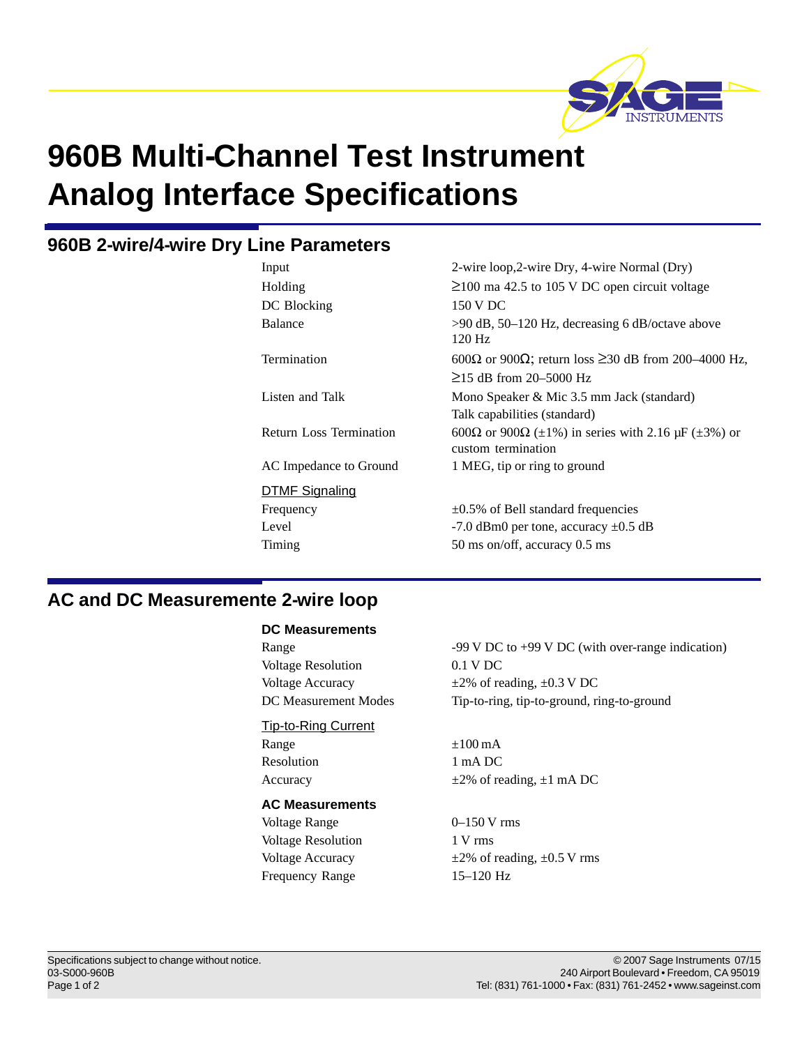# 960B Multi-Channel Test Instrument Analog Interface Specifications

## 960B 2-wire/4-wire Dry Line Parameters

| | |
|---|---|
| Input | 2-wire loop,2-wire Dry, 4-wire Normal (Dry) |
| Holding | ≥100 ma 42.5 to 105 V DC open circuit voltage |
| DC Blocking | 150 V DC |
| Balance | >90 dB, 50–120 Hz, decreasing 6 dB/octave above 120 Hz |
| Termination | 600Ω or 900Ω; return loss ≥30 dB from 200–4000 Hz, ≥15 dB from 20–5000 Hz |
| Listen and Talk | Mono Speaker & Mic 3.5 mm Jack (standard)<br>Talk capabilities (standard) |
| Return Loss Termination | 600Ω or 900Ω (±1%) in series with 2.16 µF (±3%) or custom termination |
| AC Impedance to Ground | 1 MEG, tip or ring to ground |

**DTMF Signaling**

| | |
|---|---|
| Frequency | ±0.5% of Bell standard frequencies |
| Level | -7.0 dBm0 per tone, accuracy ±0.5 dB |
| Timing | 50 ms on/off, accuracy 0.5 ms |

## AC and DC Measuremente 2-wire loop

### DC Measurements

| | |
|---|---|
| Range | -99 V DC to +99 V DC (with over-range indication) |
| Voltage Resolution | 0.1 V DC |
| Voltage Accuracy | ±2% of reading, ±0.3 V DC |
| DC Measurement Modes | Tip-to-ring, tip-to-ground, ring-to-ground |

**Tip-to-Ring Current**

| | |
|---|---|
| Range | ±100 mA |
| Resolution | 1 mA DC |
| Accuracy | ±2% of reading, ±1 mA DC |

### AC Measurements

| | |
|---|---|
| Voltage Range | 0–150 V rms |
| Voltage Resolution | 1 V rms |
| Voltage Accuracy | ±2% of reading, ±0.5 V rms |
| Frequency Range | 15–120 Hz |

Specifications subject to change without notice.
03-S000-960B

© 2007 Sage Instruments 07/15
240 Airport Boulevard • Freedom, CA 95019
Tel: (831) 761-1000 • Fax: (831) 761-2452 • www.sageinst.com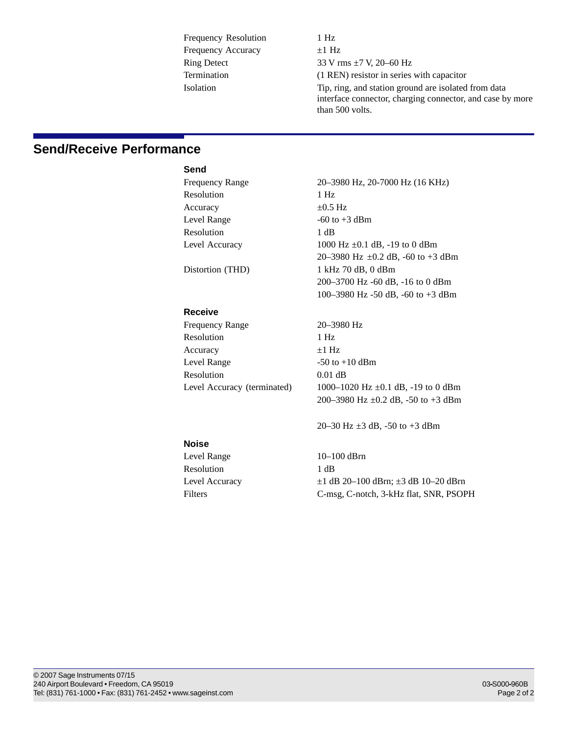| | |
|---|---|
| Frequency Resolution | 1 Hz |
| Frequency Accuracy | ±1 Hz |
| Ring Detect | 33 V rms ±7 V, 20–60 Hz |
| Termination | (1 REN) resistor in series with capacitor |
| Isolation | Tip, ring, and station ground are isolated from data interface connector, charging connector, and case by more than 500 volts. |

## Send/Receive Performance

### Send

| | |
|---|---|
| Frequency Range | 20–3980 Hz, 20-7000 Hz (16 KHz) |
| Resolution | 1 Hz |
| Accuracy | ±0.5 Hz |
| Level Range | -60 to +3 dBm |
| Resolution | 1 dB |
| Level Accuracy | 1000 Hz ±0.1 dB, -19 to 0 dBm |
| | 20–3980 Hz ±0.2 dB, -60 to +3 dBm |
| Distortion (THD) | 1 kHz 70 dB, 0 dBm |
| | 200–3700 Hz -60 dB, -16 to 0 dBm |
| | 100–3980 Hz -50 dB, -60 to +3 dBm |

### Receive

| | |
|---|---|
| Frequency Range | 20–3980 Hz |
| Resolution | 1 Hz |
| Accuracy | ±1 Hz |
| Level Range | -50 to +10 dBm |
| Resolution | 0.01 dB |
| Level Accuracy (terminated) | 1000–1020 Hz ±0.1 dB, -19 to 0 dBm |
| | 200–3980 Hz ±0.2 dB, -50 to +3 dBm |
| | 20–30 Hz ±3 dB, -50 to +3 dBm |

### Noise

| | |
|---|---|
| Level Range | 10–100 dBrn |
| Resolution | 1 dB |
| Level Accuracy | ±1 dB 20–100 dBrn; ±3 dB 10–20 dBrn |
| Filters | C-msg, C-notch, 3-kHz flat, SNR, PSOPH |

© 2007 Sage Instruments 07/15
240 Airport Boulevard • Freedom, CA 95019
Tel: (831) 761-1000 • Fax: (831) 761-2452 • www.sageinst.com

03-S000-960B